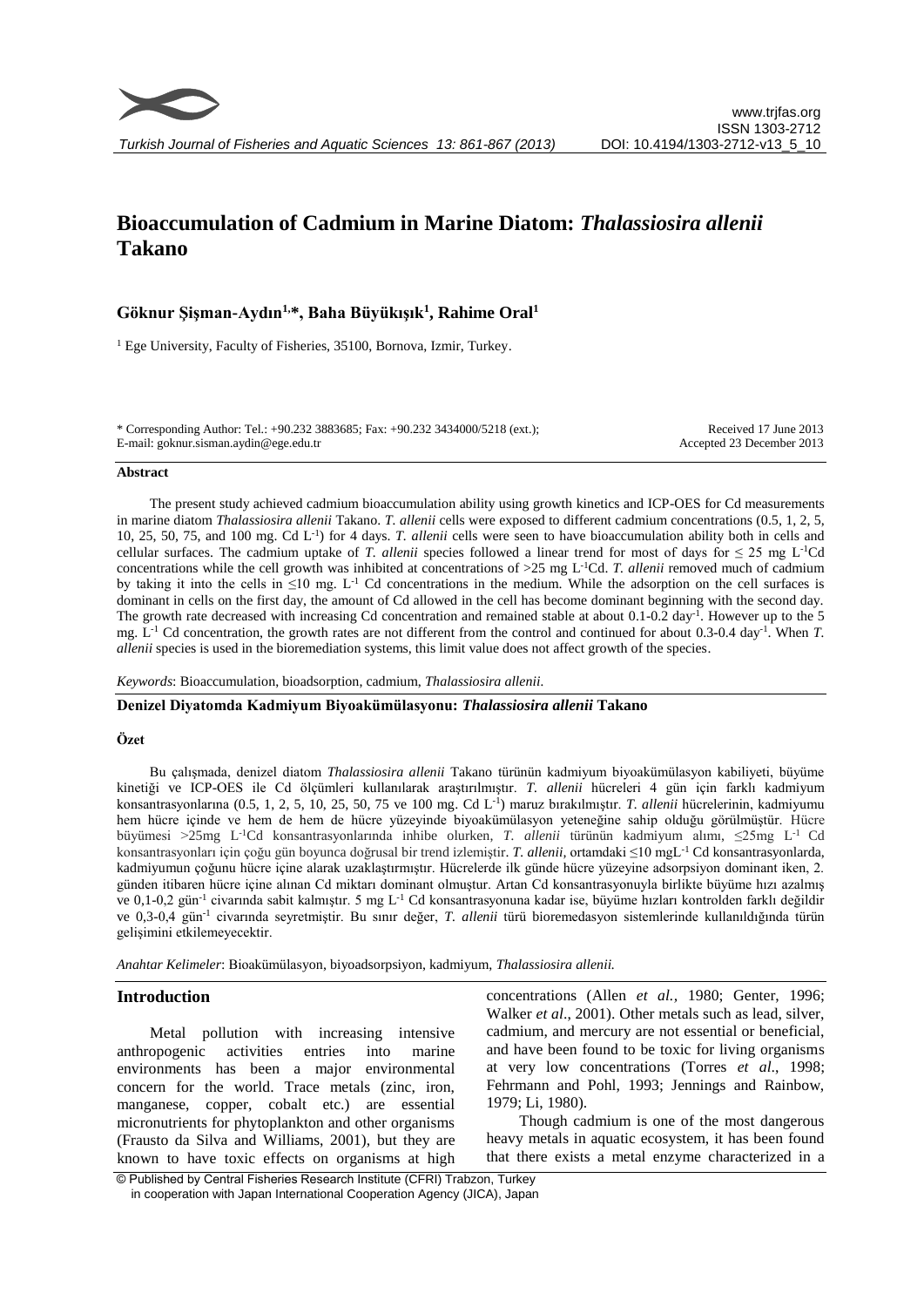# Bioaccumulation of Cadmium in Marine Diatom: *Thalassiosira allenii* Takano

**Göknur Şişman-Aydın[1,*], Baha Büyükışık[1], Rahime Oral[1]**

[1] Ege University, Faculty of Fisheries, 35100, Bornova, Izmir, Turkey.

\* Corresponding Author: Tel.: +90.232 3883685; Fax: +90.232 3434000/5218 (ext.); E-mail: goknur.sisman.aydin@ege.edu.tr

Received 17 June 2013
Accepted 23 December 2013

## Abstract

The present study achieved cadmium bioaccumulation ability using growth kinetics and ICP-OES for Cd measurements in marine diatom *Thalassiosira allenii* Takano. *T. allenii* cells were exposed to different cadmium concentrations (0.5, 1, 2, 5, 10, 25, 50, 75, and 100 mg. Cd $L^{-1}$) for 4 days. *T. allenii* cells were seen to have bioaccumulation ability both in cells and cellular surfaces. The cadmium uptake of *T. allenii* species followed a linear trend for most of days for ≤ 25 mg $L^{-1}$Cd concentrations while the cell growth was inhibited at concentrations of >25 mg $L^{-1}$Cd. *T. allenii* removed much of cadmium by taking it into the cells in ≤10 mg. $L^{-1}$ Cd concentrations in the medium. While the adsorption on the cell surfaces is dominant in cells on the first day, the amount of Cd allowed in the cell has become dominant beginning with the second day. The growth rate decreased with increasing Cd concentration and remained stable at about 0.1-0.2 $day^{-1}$. However up to the 5 mg. $L^{-1}$ Cd concentration, the growth rates are not different from the control and continued for about 0.3-0.4 $day^{-1}$. When *T. allenii* species is used in the bioremediation systems, this limit value does not affect growth of the species.

*Keywords*: Bioaccumulation, bioadsorption, cadmium, *Thalassiosira allenii*.

## Denizel Diyatomda Kadmiyum Biyoakümülasyonu: *Thalassiosira allenii* Takano

### Özet

Bu çalışmada, denizel diatom *Thalassiosira allenii* Takano türünün kadmiyum biyoakümülasyon kabiliyeti, büyüme kinetiği ve ICP-OES ile Cd ölçümleri kullanılarak araştırılmıştır. *T. allenii* hücreleri 4 gün için farklı kadmiyum konsantrasyonlarına (0.5, 1, 2, 5, 10, 25, 50, 75 ve 100 mg. Cd $L^{-1}$) maruz bırakılmıştır. *T. allenii* hücrelerinin, kadmiyumu hem hücre içinde ve hem de hem de hücre yüzeyinde biyoakümülasyon yeteneğine sahip olduğu görülmüştür. Hücre büyümesi >25mg $L^{-1}$Cd konsantrasyonlarında inhibe olurken, *T. allenii* türünün kadmiyum alımı, ≤25mg $L^{-1}$ Cd konsantrasyonları için çoğu gün boyunca doğrusal bir trend izlemiştir. *T. allenii*, ortamdaki ≤10 mg$L^{-1}$ Cd konsantrasyonlarda, kadmiyumun çoğunu hücre içine alarak uzaklaştırmıştır. Hücrelerde ilk günde hücre yüzeyine adsorpsiyon dominant iken, 2. günden itibaren hücre içine alınan Cd miktarı dominant olmuştur. Artan Cd konsantrasyonuyla birlikte büyüme hızı azalmış ve 0,1-0,2 $gün^{-1}$ civarında sabit kalmıştır. 5 mg $L^{-1}$ Cd konsantrasyonuna kadar ise, büyüme hızları kontrolden farklı değildir ve 0,3-0,4 $gün^{-1}$ civarında seyretmiştir. Bu sınır değer, *T. allenii* türü bioremedasyon sistemlerinde kullanıldığında türün gelişimini etkilemeyecektir.

*Anahtar Kelimeler*: Bioakümülasyon, biyoadsorpsiyon, kadmiyum, *Thalassiosira allenii.*

## Introduction

Metal pollution with increasing intensive anthropogenic activities entries into marine environments has been a major environmental concern for the world. Trace metals (zinc, iron, manganese, copper, cobalt etc.) are essential micronutrients for phytoplankton and other organisms (Frausto da Silva and Williams, 2001), but they are known to have toxic effects on organisms at high concentrations (Allen *et al.*, 1980; Genter, 1996; Walker *et al*., 2001). Other metals such as lead, silver, cadmium, and mercury are not essential or beneficial, and have been found to be toxic for living organisms at very low concentrations (Torres *et al*., 1998; Fehrmann and Pohl, 1993; Jennings and Rainbow, 1979; Li, 1980).

Though cadmium is one of the most dangerous heavy metals in aquatic ecosystem, it has been found that there exists a metal enzyme characterized in a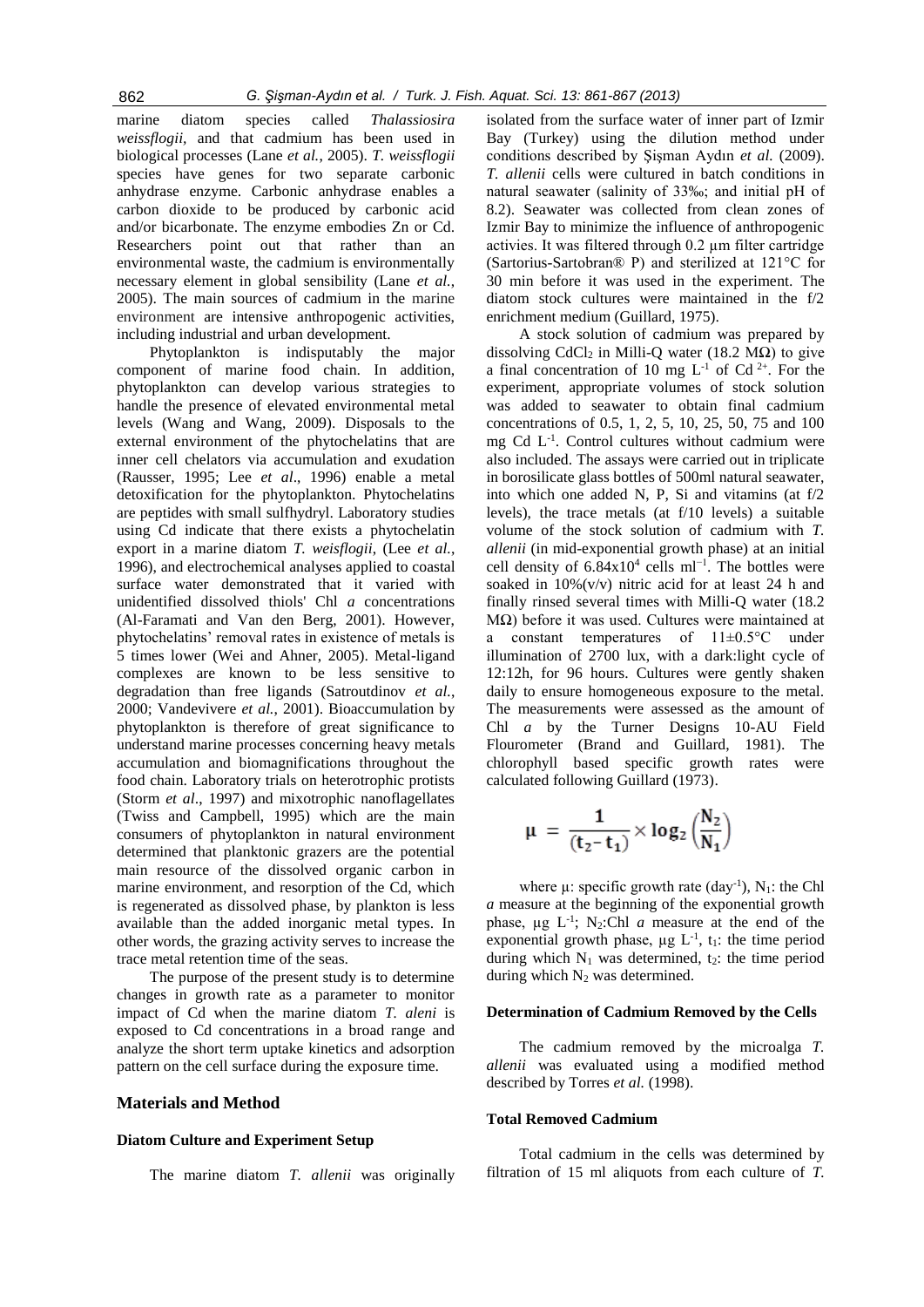marine diatom species called *Thalassiosira weissflogii*, and that cadmium has been used in biological processes (Lane *et al.*, 2005). *T. weissflogii* species have genes for two separate carbonic anhydrase enzyme. Carbonic anhydrase enables a carbon dioxide to be produced by carbonic acid and/or bicarbonate. The enzyme embodies Zn or Cd. Researchers point out that rather than an environmental waste, the cadmium is environmentally necessary element in global sensibility (Lane *et al.*, 2005). The main sources of cadmium in the marine environment are intensive anthropogenic activities, including industrial and urban development.

Phytoplankton is indisputably the major component of marine food chain. In addition, phytoplankton can develop various strategies to handle the presence of elevated environmental metal levels (Wang and Wang, 2009). Disposals to the external environment of the phytochelatins that are inner cell chelators via accumulation and exudation (Rausser, 1995; Lee *et al*., 1996) enable a metal detoxification for the phytoplankton. Phytochelatins are peptides with small sulfhydryl. Laboratory studies using Cd indicate that there exists a phytochelatin export in a marine diatom *T. weisflogii*, (Lee *et al.*, 1996), and electrochemical analyses applied to coastal surface water demonstrated that it varied with unidentified dissolved thiols' Chl *a* concentrations (Al-Faramati and Van den Berg, 2001). However, phytochelatins' removal rates in existence of metals is 5 times lower (Wei and Ahner, 2005). Metal-ligand complexes are known to be less sensitive to degradation than free ligands (Satroutdinov *et al.*, 2000; Vandevivere *et al.*, 2001). Bioaccumulation by phytoplankton is therefore of great significance to understand marine processes concerning heavy metals accumulation and biomagnifications throughout the food chain. Laboratory trials on heterotrophic protists (Storm *et al*., 1997) and mixotrophic nanoflagellates (Twiss and Campbell, 1995) which are the main consumers of phytoplankton in natural environment determined that planktonic grazers are the potential main resource of the dissolved organic carbon in marine environment, and resorption of the Cd, which is regenerated as dissolved phase, by plankton is less available than the added inorganic metal types. In other words, the grazing activity serves to increase the trace metal retention time of the seas.

The purpose of the present study is to determine changes in growth rate as a parameter to monitor impact of Cd when the marine diatom *T. aleni* is exposed to Cd concentrations in a broad range and analyze the short term uptake kinetics and adsorption pattern on the cell surface during the exposure time.

## Materials and Method

### Diatom Culture and Experiment Setup

The marine diatom *T. allenii* was originally isolated from the surface water of inner part of Izmir Bay (Turkey) using the dilution method under conditions described by Şişman Aydın *et al.* (2009). *T. allenii* cells were cultured in batch conditions in natural seawater (salinity of 33‰; and initial pH of 8.2). Seawater was collected from clean zones of Izmir Bay to minimize the influence of anthropogenic activies. It was filtered through 0.2 µm filter cartridge (Sartorius-Sartobran® P) and sterilized at 121°C for 30 min before it was used in the experiment. The diatom stock cultures were maintained in the f/2 enrichment medium (Guillard, 1975).

A stock solution of cadmium was prepared by dissolving $CdCl_2$ in Milli-Q water (18.2 MΩ) to give a final concentration of 10 mg $L^{-1}$ of $Cd^{2+}$. For the experiment, appropriate volumes of stock solution was added to seawater to obtain final cadmium concentrations of 0.5, 1, 2, 5, 10, 25, 50, 75 and 100 mg Cd $L^{-1}$. Control cultures without cadmium were also included. The assays were carried out in triplicate in borosilicate glass bottles of 500ml natural seawater, into which one added N, P, Si and vitamins (at f/2 levels), the trace metals (at f/10 levels) a suitable volume of the stock solution of cadmium with *T. allenii* (in mid-exponential growth phase) at an initial cell density of $6.84\times10^4$ cells $ml^{-1}$. The bottles were soaked in 10%(v/v) nitric acid for at least 24 h and finally rinsed several times with Milli-Q water (18.2 MΩ) before it was used. Cultures were maintained at a constant temperatures of 11±0.5°C under illumination of 2700 lux, with a dark:light cycle of 12:12h, for 96 hours. Cultures were gently shaken daily to ensure homogeneous exposure to the metal. The measurements were assessed as the amount of Chl *a* by the Turner Designs 10-AU Field Flourometer (Brand and Guillard, 1981). The chlorophyll based specific growth rates were calculated following Guillard (1973).

$$\mu = \frac{1}{(t_2 - t_1)} \times \log_2\left(\frac{N_2}{N_1}\right)$$

where µ: specific growth rate ($day^{-1}$), $N_1$: the Chl *a* measure at the beginning of the exponential growth phase, µg $L^{-1}$; $N_2$:Chl *a* measure at the end of the exponential growth phase, µg $L^{-1}$, $t_1$: the time period during which $N_1$ was determined, $t_2$: the time period during which $N_2$ was determined.

### Determination of Cadmium Removed by the Cells

The cadmium removed by the microalga *T. allenii* was evaluated using a modified method described by Torres *et al.* (1998).

### Total Removed Cadmium

Total cadmium in the cells was determined by filtration of 15 ml aliquots from each culture of *T.*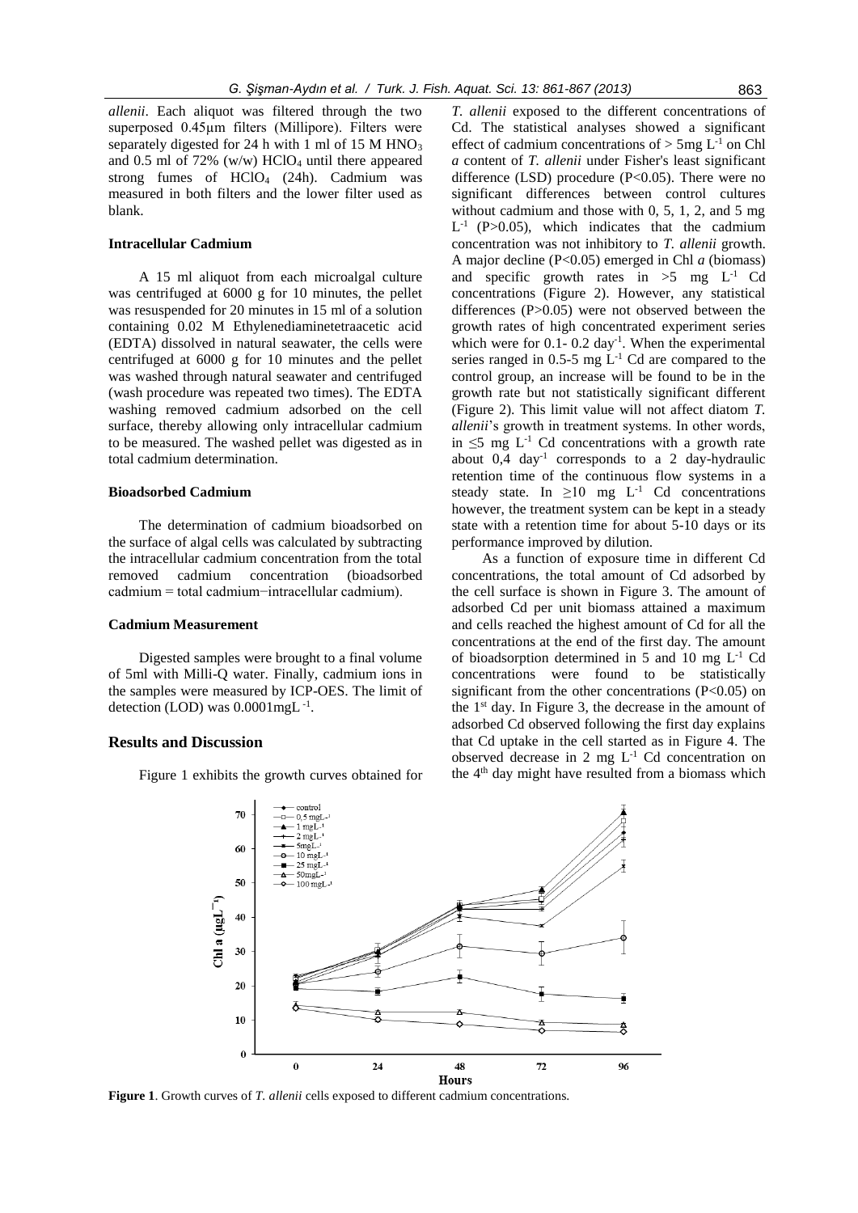*allenii*. Each aliquot was filtered through the two superposed 0.45µm filters (Millipore). Filters were separately digested for 24 h with 1 ml of 15 M $HNO_3$ and 0.5 ml of 72% (w/w) $HClO_4$ until there appeared strong fumes of $HClO_4$ (24h). Cadmium was measured in both filters and the lower filter used as blank.

### Intracellular Cadmium

A 15 ml aliquot from each microalgal culture was centrifuged at 6000 g for 10 minutes, the pellet was resuspended for 20 minutes in 15 ml of a solution containing 0.02 M Ethylenediaminetetraacetic acid (EDTA) dissolved in natural seawater, the cells were centrifuged at 6000 g for 10 minutes and the pellet was washed through natural seawater and centrifuged (wash procedure was repeated two times). The EDTA washing removed cadmium adsorbed on the cell surface, thereby allowing only intracellular cadmium to be measured. The washed pellet was digested as in total cadmium determination.

### Bioadsorbed Cadmium

The determination of cadmium bioadsorbed on the surface of algal cells was calculated by subtracting the intracellular cadmium concentration from the total removed cadmium concentration (bioadsorbed cadmium = total cadmium−intracellular cadmium).

### Cadmium Measurement

Digested samples were brought to a final volume of 5ml with Milli-Q water. Finally, cadmium ions in the samples were measured by ICP-OES. The limit of detection (LOD) was 0.0001mgL $^{-1}$.

## Results and Discussion

Figure 1 exhibits the growth curves obtained for *T. allenii* exposed to the different concentrations of Cd. The statistical analyses showed a significant effect of cadmium concentrations of > 5mg $L^{-1}$ on Chl *a* content of *T. allenii* under Fisher's least significant difference (LSD) procedure ($P<0.05$). There were no significant differences between control cultures without cadmium and those with 0, 5, 1, 2, and 5 mg $L^{-1}$ ($P>0.05$), which indicates that the cadmium concentration was not inhibitory to *T. allenii* growth. A major decline ($P<0.05$) emerged in Chl *a* (biomass) and specific growth rates in >5 mg $L^{-1}$ Cd concentrations (Figure 2). However, any statistical differences ($P>0.05$) were not observed between the growth rates of high concentrated experiment series which were for 0.1- 0.2 day$^{-1}$. When the experimental series ranged in 0.5-5 mg $L^{-1}$ Cd are compared to the control group, an increase will be found to be in the growth rate but not statistically significant different (Figure 2). This limit value will not affect diatom *T. allenii*'s growth in treatment systems. In other words, in ≤5 mg $L^{-1}$ Cd concentrations with a growth rate about 0,4 day$^{-1}$ corresponds to a 2 day-hydraulic retention time of the continuous flow systems in a steady state. In ≥10 mg $L^{-1}$ Cd concentrations however, the treatment system can be kept in a steady state with a retention time for about 5-10 days or its performance improved by dilution.

As a function of exposure time in different Cd concentrations, the total amount of Cd adsorbed by the cell surface is shown in Figure 3. The amount of adsorbed Cd per unit biomass attained a maximum and cells reached the highest amount of Cd for all the concentrations at the end of the first day. The amount of bioadsorption determined in 5 and 10 mg $L^{-1}$ Cd concentrations were found to be statistically significant from the other concentrations ($P<0.05$) on the 1$^{st}$ day. In Figure 3, the decrease in the amount of adsorbed Cd observed following the first day explains that Cd uptake in the cell started as in Figure 4. The observed decrease in 2 mg $L^{-1}$ Cd concentration on the 4$^{th}$ day might have resulted from a biomass which

**Figure 1**. Growth curves of *T. allenii* cells exposed to different cadmium concentrations.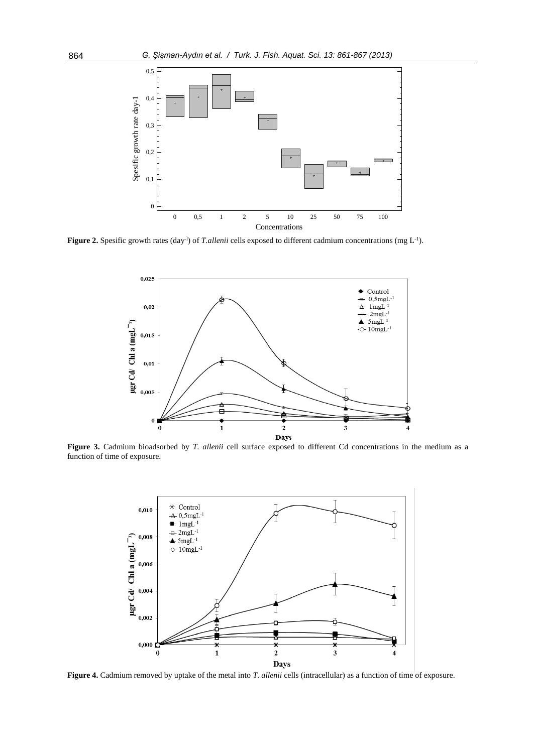**Figure 2.** Spesific growth rates ($day^{-1}$) of *T.allenii* cells exposed to different cadmium concentrations (mg $L^{-1}$).

**Figure 3.** Cadmium bioadsorbed by *T. allenii* cell surface exposed to different Cd concentrations in the medium as a function of time of exposure.

**Figure 4.** Cadmium removed by uptake of the metal into *T. allenii* cells (intracellular) as a function of time of exposure.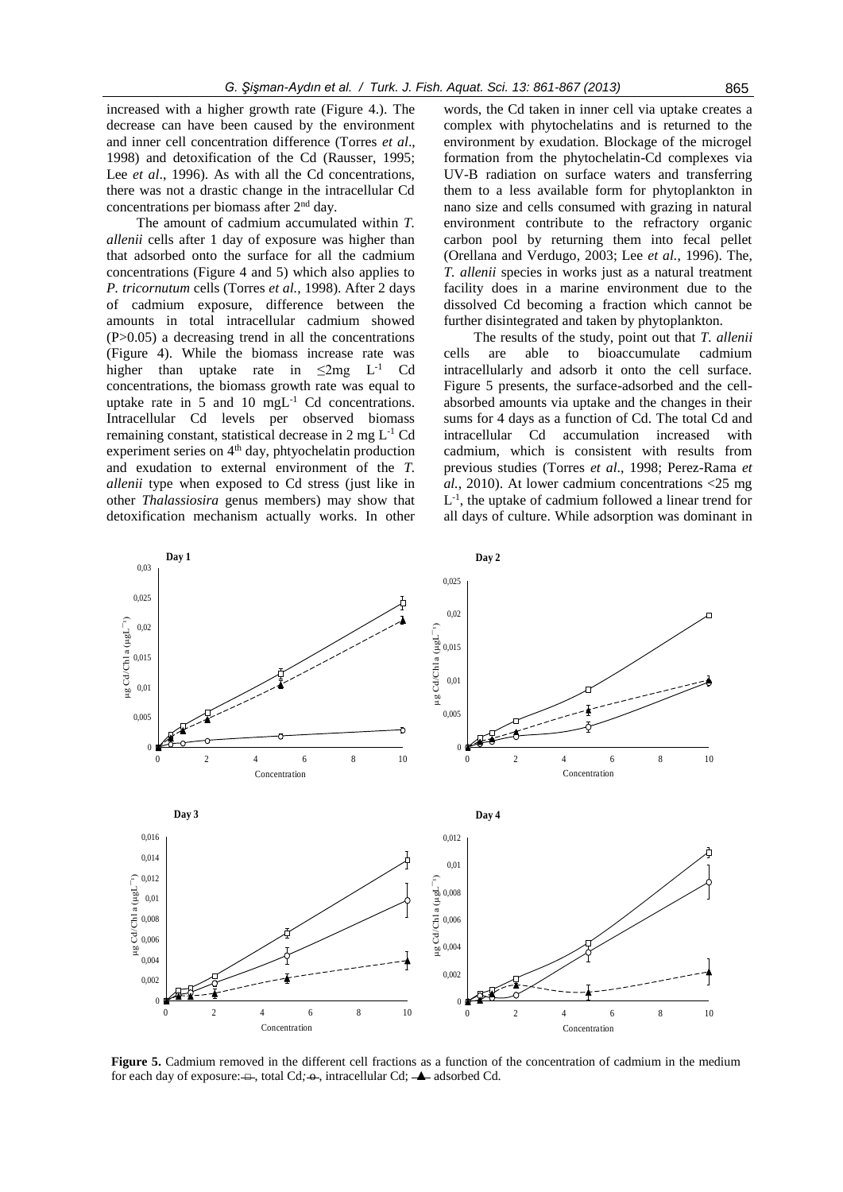increased with a higher growth rate (Figure 4.). The decrease can have been caused by the environment and inner cell concentration difference (Torres *et al*., 1998) and detoxification of the Cd (Rausser, 1995; Lee *et al*., 1996). As with all the Cd concentrations, there was not a drastic change in the intracellular Cd concentrations per biomass after 2[nd] day.

The amount of cadmium accumulated within *T. allenii* cells after 1 day of exposure was higher than that adsorbed onto the surface for all the cadmium concentrations (Figure 4 and 5) which also applies to *P. tricornutum* cells (Torres *et al.*, 1998). After 2 days of cadmium exposure, difference between the amounts in total intracellular cadmium showed ($P>0.05$) a decreasing trend in all the concentrations (Figure 4). While the biomass increase rate was higher than uptake rate in $\leq$2mg $L^{-1}$ Cd concentrations, the biomass growth rate was equal to uptake rate in 5 and 10 mg$L^{-1}$ Cd concentrations. Intracellular Cd levels per observed biomass remaining constant, statistical decrease in 2 mg $L^{-1}$ Cd experiment series on 4[th] day, phtyochelatin production and exudation to external environment of the *T. allenii* type when exposed to Cd stress (just like in other *Thalassiosira* genus members) may show that detoxification mechanism actually works. In other words, the Cd taken in inner cell via uptake creates a complex with phytochelatins and is returned to the environment by exudation. Blockage of the microgel formation from the phytochelatin-Cd complexes via UV-B radiation on surface waters and transferring them to a less available form for phytoplankton in nano size and cells consumed with grazing in natural environment contribute to the refractory organic carbon pool by returning them into fecal pellet (Orellana and Verdugo, 2003; Lee *et al.*, 1996). The, *T. allenii* species in works just as a natural treatment facility does in a marine environment due to the dissolved Cd becoming a fraction which cannot be further disintegrated and taken by phytoplankton.

The results of the study, point out that *T. allenii* cells are able to bioaccumulate cadmium intracellularly and adsorb it onto the cell surface. Figure 5 presents, the surface-adsorbed and the cell-absorbed amounts via uptake and the changes in their sums for 4 days as a function of Cd. The total Cd and intracellular Cd accumulation increased with cadmium, which is consistent with results from previous studies (Torres *et al*., 1998; Perez-Rama *et al.*, 2010). At lower cadmium concentrations <25 mg $L^{-1}$, the uptake of cadmium followed a linear trend for all days of culture. While adsorption was dominant in

**Figure 5.** Cadmium removed in the different cell fractions as a function of the concentration of cadmium in the medium for each day of exposure: □, total Cd; ○, intracellular Cd; ▲ adsorbed Cd.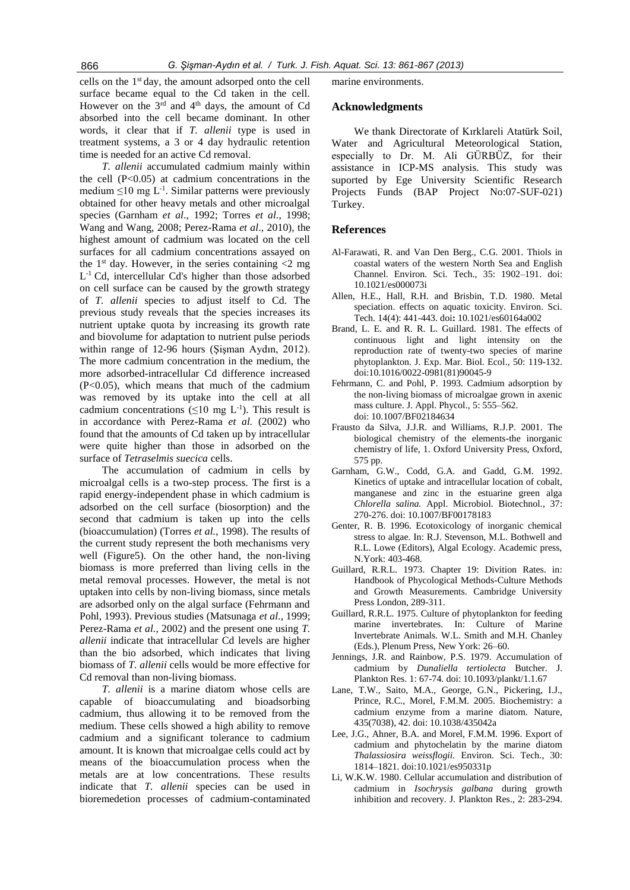cells on the 1st day, the amount adsorped onto the cell surface became equal to the Cd taken in the cell. However on the 3rd and 4th days, the amount of Cd absorbed into the cell became dominant. In other words, it clear that if *T. allenii* type is used in treatment systems, a 3 or 4 day hydraulic retention time is needed for an active Cd removal.

*T. allenii* accumulated cadmium mainly within the cell ($P<0.05$) at cadmium concentrations in the medium $\leq 10$ mg $L^{-1}$. Similar patterns were previously obtained for other heavy metals and other microalgal species (Garnham *et al*., 1992; Torres *et al.*, 1998; Wang and Wang, 2008; Perez-Rama *et al*., 2010), the highest amount of cadmium was located on the cell surfaces for all cadmium concentrations assayed on the 1st day. However, in the series containing <2 mg $L^{-1}$ Cd, intercellular Cd's higher than those adsorbed on cell surface can be caused by the growth strategy of *T. allenii* species to adjust itself to Cd. The previous study reveals that the species increases its nutrient uptake quota by increasing its growth rate and biovolume for adaptation to nutrient pulse periods within range of 12-96 hours (Şişman Aydın, 2012). The more cadmium concentration in the medium, the more adsorbed-intracellular Cd difference increased ($P<0.05$), which means that much of the cadmium was removed by its uptake into the cell at all cadmium concentrations ($\leq 10$ mg $L^{-1}$). This result is in accordance with Perez-Rama *et al.* (2002) who found that the amounts of Cd taken up by intracellular were quite higher than those in adsorbed on the surface of *Tetraselmis suecica* cells.

The accumulation of cadmium in cells by microalgal cells is a two-step process. The first is a rapid energy-independent phase in which cadmium is adsorbed on the cell surface (biosorption) and the second that cadmium is taken up into the cells (bioaccumulation) (Torres *et al.*, 1998). The results of the current study represent the both mechanisms very well (Figure5). On the other hand, the non-living biomass is more preferred than living cells in the metal removal processes. However, the metal is not uptaken into cells by non-living biomass, since metals are adsorbed only on the algal surface (Fehrmann and Pohl, 1993). Previous studies (Matsunaga *et al.*, 1999; Perez-Rama *et al.*, 2002) and the present one using *T. allenii* indicate that intracellular Cd levels are higher than the bio adsorbed, which indicates that living biomass of *T. allenii* cells would be more effective for Cd removal than non-living biomass.

*T. allenii* is a marine diatom whose cells are capable of bioaccumulating and bioadsorbing cadmium, thus allowing it to be removed from the medium. These cells showed a high ability to remove cadmium and a significant tolerance to cadmium amount. It is known that microalgae cells could act by means of the bioaccumulation process when the metals are at low concentrations. These results indicate that *T. allenii* species can be used in bioremedetion processes of cadmium-contaminated marine environments.

## Acknowledgments

We thank Directorate of Kırklareli Atatürk Soil, Water and Agricultural Meteorological Station, especially to Dr. M. Ali GÜRBÜZ, for their assistance in ICP-MS analysis. This study was suported by Ege University Scientific Research Projects Funds (BAP Project No:07-SUF-021) Turkey.

## References

Al-Farawati, R. and Van Den Berg., C.G. 2001. Thiols in coastal waters of the western North Sea and English Channel. Environ. Sci. Tech., 35: 1902–191. doi: 10.1021/es000073i

Allen, H.E., Hall, R.H. and Brisbin, T.D. 1980. Metal speciation. effects on aquatic toxicity. Environ. Sci. Tech. 14(4): 441-443. doi**:** 10.1021/es60164a002

Brand, L. E. and R. R. L. Guillard. 1981. The effects of continuous light and light intensity on the reproduction rate of twenty-two species of marine phytoplankton. J. Exp. Mar. Biol. Ecol., 50: 119-132. doi:10.1016/0022-0981(81)90045-9

Fehrmann, C. and Pohl, P. 1993. Cadmium adsorption by the non-living biomass of microalgae grown in axenic mass culture. J. Appl. Phycol., 5: 555–562. doi: 10.1007/BF02184634

Frausto da Silva, J.J.R. and Williams, R.J.P. 2001. The biological chemistry of the elements-the inorganic chemistry of life, 1. Oxford University Press, Oxford, 575 pp.

Garnham, G.W., Codd, G.A. and Gadd, G.M. 1992. Kinetics of uptake and intracellular location of cobalt, manganese and zinc in the estuarine green alga *Chlorella salina.* Appl. Microbiol. Biotechnol., 37: 270-276. doi: 10.1007/BF00178183

Genter, R. B. 1996. Ecotoxicology of inorganic chemical stress to algae. In: R.J. Stevenson, M.L. Bothwell and R.L. Lowe (Editors), Algal Ecology. Academic press, N.York: 403-468.

Guillard, R.R.L. 1973. Chapter 19: Divition Rates. in: Handbook of Phycological Methods-Culture Methods and Growth Measurements. Cambridge University Press London, 289-311.

Guillard, R.R.L. 1975. Culture of phytoplankton for feeding marine invertebrates. In: Culture of Marine Invertebrate Animals. W.L. Smith and M.H. Chanley (Eds.), Plenum Press, New York: 26–60.

Jennings, J.R. and Rainbow, P.S. 1979. Accumulation of cadmium by *Dunaliella tertiolecta* Butcher. J. Plankton Res. 1: 67-74. doi: 10.1093/plankt/1.1.67

Lane, T.W., Saito, M.A., George, G.N., Pickering, I.J., Prince, R.C., Morel, F.M.M. 2005. Biochemistry: a cadmium enzyme from a marine diatom. Nature, 435(7038), 42. doi: 10.1038/435042a

Lee, J.G., Ahner, B.A. and Morel, F.M.M. 1996. Export of cadmium and phytochelatin by the marine diatom *Thalassiosira weissflogii.* Environ. Sci. Tech., 30: 1814–1821. doi:10.1021/es950331p

Li, W.K.W. 1980. Cellular accumulation and distribution of cadmium in *Isochrysis galbana* during growth inhibition and recovery. J. Plankton Res., 2: 283-294.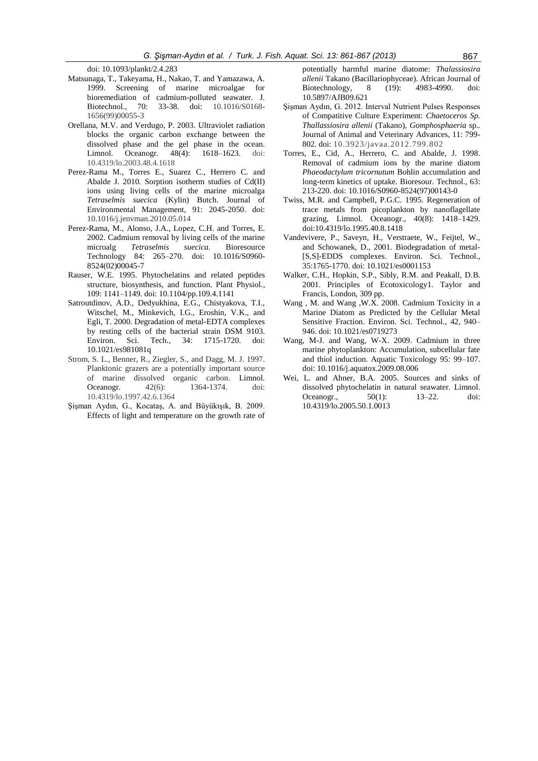doi: 10.1093/plankt/2.4.283

Matsunaga, T., Takeyama, H., Nakao, T. and Yamazawa, A. 1999. Screening of marine microalgae for bioremediation of cadmium-polluted seawater. J. Biotechnol., 70: 33-38. doi: 10.1016/S0168-1656(99)00055-3

Orellana, M.V. and Verdugo, P. 2003. Ultraviolet radiation blocks the organic carbon exchange between the dissolved phase and the gel phase in the ocean. Limnol. Oceanogr. 48(4): 1618–1623. doi: 10.4319/lo.2003.48.4.1618

Perez-Rama M., Torres E., Suarez C., Herrero C. and Abalde J. 2010. Sorption isotherm studies of Cd(II) ions using living cells of the marine microalga *Tetraselmis suecica* (Kylin) Butch. Journal of Environmental Management, 91: 2045-2050. doi: 10.1016/j.jenvman.2010.05.014

Perez-Rama, M., Alonso, J.A., Lopez, C.H. and Torres, E. 2002. Cadmium removal by living cells of the marine microalg *Tetraselmis suecica*. Bioresource Technology 84: 265–270. doi: 10.1016/S0960-8524(02)00045-7

Rauser, W.E. 1995. Phytochelatins and related peptides structure, biosynthesis, and function. Plant Physiol., 109: 1141–1149. doi: 10.1104/pp.109.4.1141

Satroutdinov, A.D., Dedyukhina, E.G., Chistyakova, T.I., Witschel, M., Minkevich, I.G., Eroshin, V.K., and Egli, T. 2000. Degradation of metal-EDTA complexes by resting cells of the bacterial strain DSM 9103. Environ. Sci. Tech., 34: 1715-1720. doi: 10.1021/es981081q

Strom, S. L., Benner, R., Ziegler, S., and Dagg, M. J. 1997. Planktonic grazers are a potentially important source of marine dissolved organic carbon. Limnol. Oceanogr. 42(6): 1364-1374. doi: 10.4319/lo.1997.42.6.1364

Şişman Aydın, G., Kocataş, A. and Büyükışık, B. 2009. Effects of light and temperature on the growth rate of potentially harmful marine diatome: *Thalassiosira allenii* Takano (Bacillariophyceae). African Journal of Biotechnology, 8 (19): 4983-4990. doi: 10.5897/AJB09.621

Şişman Aydın, G. 2012. Interval Nutrient Pulses Responses of Compatitive Culture Experiment: *Chaetoceros Sp. Thallassiosira allenii* (Takano), *Gomphosphaeria* sp.. Journal of Animal and Veterinary Advances, 11: 799-802. doi: 10.3923/javaa.2012.799.802

Torres, E., Cid, A., Herrero, C. and Abalde, J. 1998. Removal of cadmium ions by the marine diatom *Phaeodactylum tricornutum* Bohlin accumulation and long-term kinetics of uptake. Bioresour. Technol., 63: 213-220. doi: 10.1016/S0960-8524(97)00143-0

Twiss, M.R. and Campbell, P.G.C. 1995. Regeneration of trace metals from picoplankton by nanoflagellate grazing, Limnol. Oceanogr., 40(8): 1418–1429. doi:10.4319/lo.1995.40.8.1418

Vandevivere, P., Saveyn, H., Verstraete, W., Feijtel, W., and Schowanek, D., 2001. Biodegradation of metal-[S,S]-EDDS complexes. Environ. Sci. Technol., 35:1765-1770. doi: 10.1021/es0001153

Walker, C.H., Hopkin, S.P., Sibly, R.M. and Peakall, D.B. 2001. Principles of Ecotoxicology1. Taylor and Francis, London, 309 pp.

Wang , M. and Wang ,W.X. 2008. Cadmium Toxicity in a Marine Diatom as Predicted by the Cellular Metal Sensitive Fraction. Environ. Sci. Technol., 42, 940–946. doi: 10.1021/es0719273

Wang, M-J. and Wang, W-X. 2009. Cadmium in three marine phytoplankton: Accumulation, subcellular fate and thiol induction. Aquatic Toxicology 95: 99–107. doi: 10.1016/j.aquatox.2009.08.006

Wei, L. and Ahner, B.A. 2005. Sources and sinks of dissolved phytochelatin in natural seawater. Limnol. Oceanogr., 50(1): 13–22. doi: 10.4319/lo.2005.50.1.0013